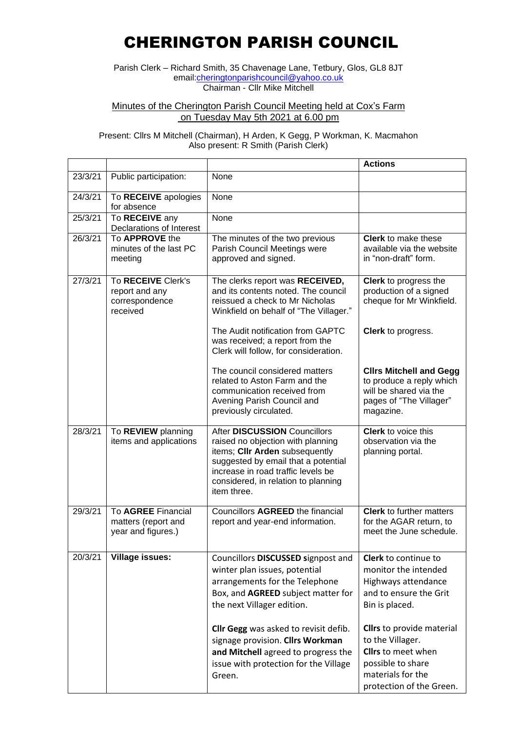# CHERINGTON PARISH COUNCIL

Parish Clerk – Richard Smith, 35 Chavenage Lane, Tetbury, Glos, GL8 8JT
email:cheringtonparishcouncil@yahoo.co.uk
Chairman - Cllr Mike Mitchell

Minutes of the Cherington Parish Council Meeting held at Cox's Farm on Tuesday May 5th 2021 at 6.00 pm

Present: Cllrs M Mitchell (Chairman), H Arden, K Gegg, P Workman, K. Macmahon
Also present: R Smith (Parish Clerk)

| | | | **Actions** |
|---|---|---|---|
| 23/3/21 | Public participation: | None | |
| 24/3/21 | To **RECEIVE** apologies for absence | None | |
| 25/3/21 | To **RECEIVE** any Declarations of Interest | None | |
| 26/3/21 | To **APPROVE** the minutes of the last PC meeting | The minutes of the two previous Parish Council Meetings were approved and signed. | **Clerk** to make these available via the website in "non-draft" form. |
| 27/3/21 | To **RECEIVE** Clerk's report and any correspondence received | The clerks report was **RECEIVED,** and its contents noted. The council reissued a check to Mr Nicholas Winkfield on behalf of "The Villager."<br><br>The Audit notification from GAPTC was received; a report from the Clerk will follow, for consideration.<br><br>The council considered matters related to Aston Farm and the communication received from Avening Parish Council and previously circulated. | **Clerk** to progress the production of a signed cheque for Mr Winkfield.<br><br>**Clerk** to progress.<br><br>**Cllrs Mitchell and Gegg** to produce a reply which will be shared via the pages of "The Villager" magazine. |
| 28/3/21 | To **REVIEW** planning items and applications | After **DISCUSSION** Councillors raised no objection with planning items; **Cllr Arden** subsequently suggested by email that a potential increase in road traffic levels be considered, in relation to planning item three. | **Clerk** to voice this observation via the planning portal. |
| 29/3/21 | To **AGREE** Financial matters (report and year and figures.) | Councillors **AGREED** the financial report and year-end information. | **Clerk** to further matters for the AGAR return, to meet the June schedule. |
| 20/3/21 | **Village issues:** | Councillors **DISCUSSED** signpost and winter plan issues, potential arrangements for the Telephone Box, and **AGREED** subject matter for the next Villager edition.<br><br>**Cllr Gegg** was asked to revisit defib. signage provision. **Cllrs Workman and Mitchell** agreed to progress the issue with protection for the Village Green. | **Clerk** to continue to monitor the intended Highways attendance and to ensure the Grit Bin is placed.<br><br>**Cllrs** to provide material to the Villager.<br>**Cllrs** to meet when possible to share materials for the protection of the Green. |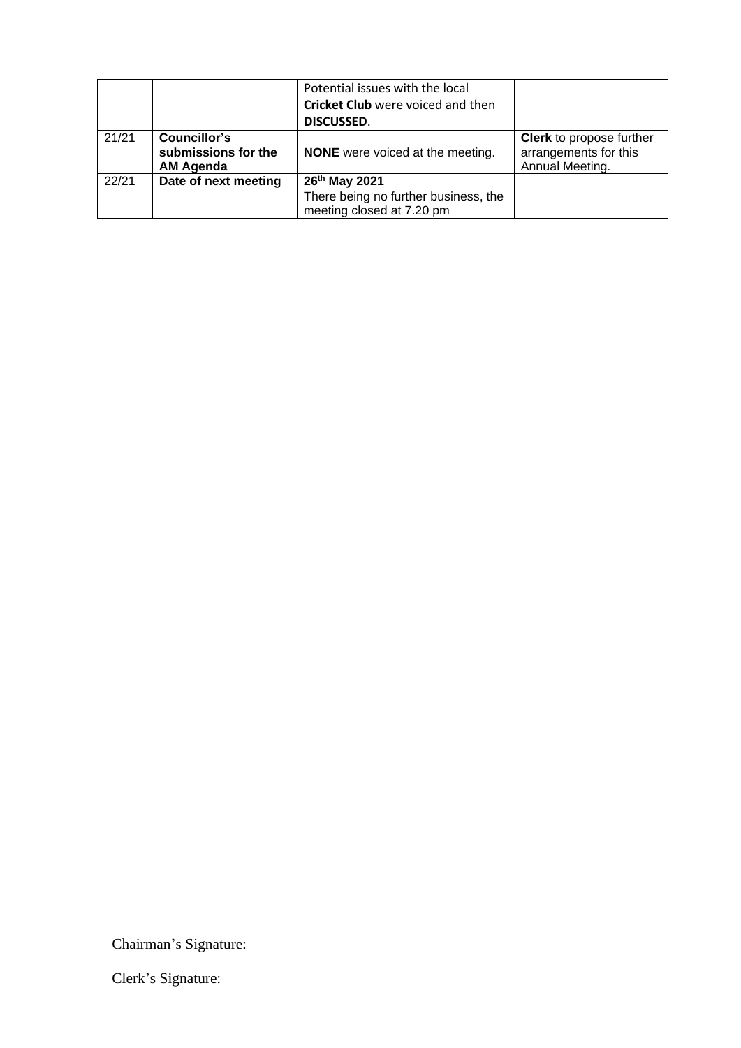| | | | |
|---|---|---|---|
| | | Potential issues with the local **Cricket Club** were voiced and then **DISCUSSED**. | |
| 21/21 | **Councillor's submissions for the AM Agenda** | **NONE** were voiced at the meeting. | **Clerk** to propose further arrangements for this Annual Meeting. |
| 22/21 | **Date of next meeting** | **26th May 2021** | |
| | | There being no further business, the meeting closed at 7.20 pm | |

Chairman's Signature:

Clerk's Signature: